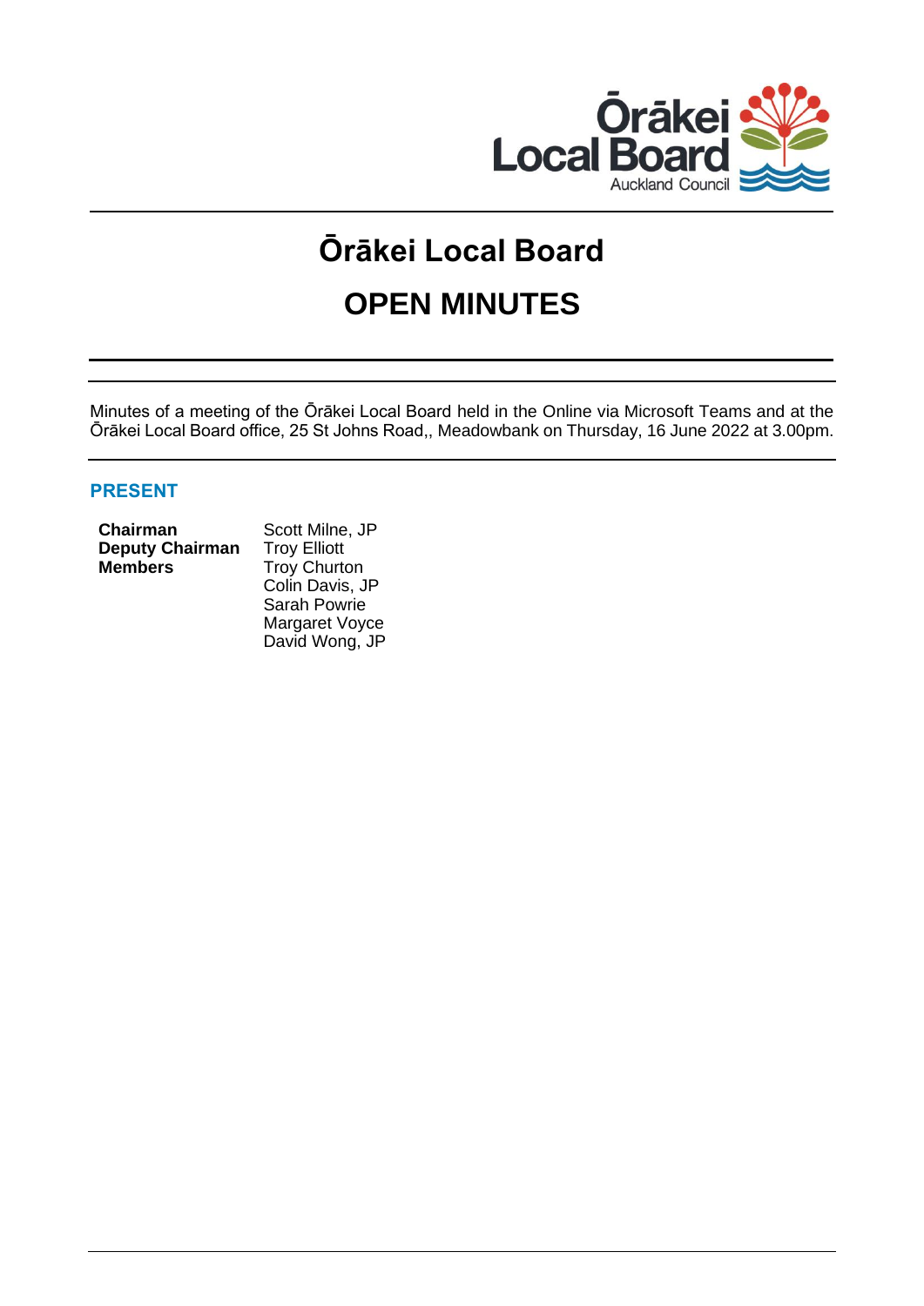# Ōrākei Local Board

# OPEN MINUTES

Minutes of a meeting of the Ōrākei Local Board held in the Online via Microsoft Teams and at the Ōrākei Local Board office, 25 St Johns Road,, Meadowbank on Thursday, 16 June 2022 at 3.00pm.

## PRESENT

| | |
|---|---|
| **Chairman** | Scott Milne, JP |
| **Deputy Chairman** | Troy Elliott |
| **Members** | Troy Churton |
| | Colin Davis, JP |
| | Sarah Powrie |
| | Margaret Voyce |
| | David Wong, JP |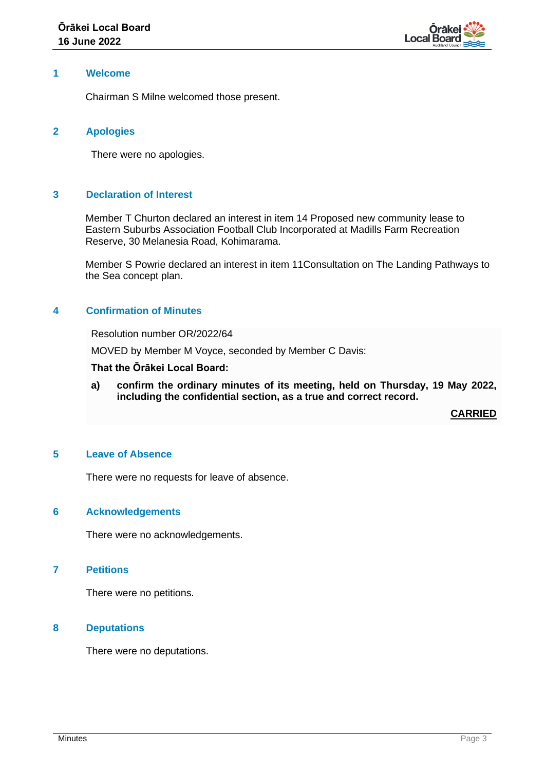## 1 Welcome

Chairman S Milne welcomed those present.

## 2 Apologies

There were no apologies.

## 3 Declaration of Interest

Member T Churton declared an interest in item 14 Proposed new community lease to Eastern Suburbs Association Football Club Incorporated at Madills Farm Recreation Reserve, 30 Melanesia Road, Kohimarama.

Member S Powrie declared an interest in item 11Consultation on The Landing Pathways to the Sea concept plan.

## 4 Confirmation of Minutes

Resolution number OR/2022/64

MOVED by Member M Voyce, seconded by Member C Davis:

**That the Ōrākei Local Board:**

**a) confirm the ordinary minutes of its meeting, held on Thursday, 19 May 2022, including the confidential section, as a true and correct record.**

**CARRIED**

## 5 Leave of Absence

There were no requests for leave of absence.

## 6 Acknowledgements

There were no acknowledgements.

## 7 Petitions

There were no petitions.

## 8 Deputations

There were no deputations.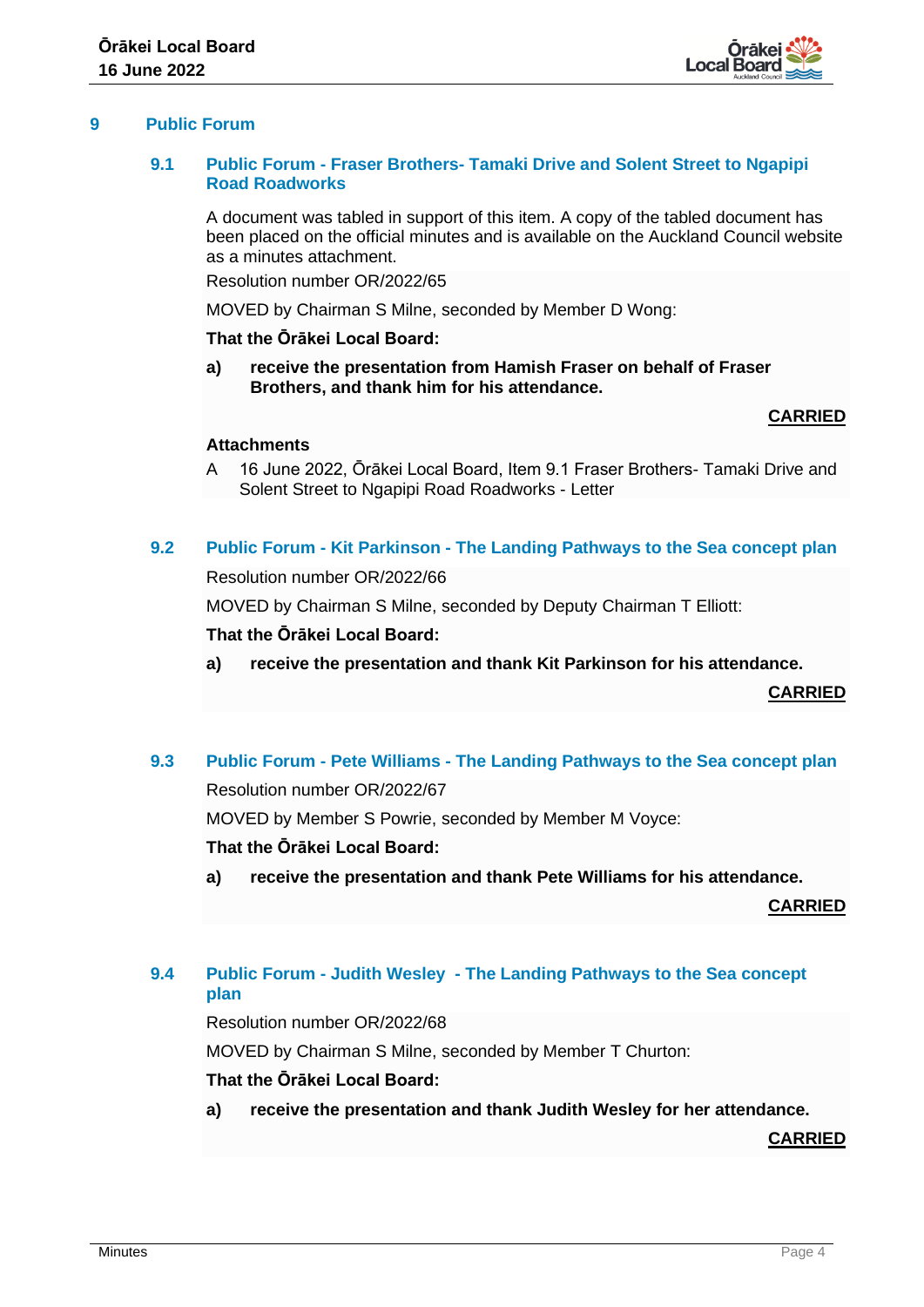## 9 Public Forum

### 9.1 Public Forum - Fraser Brothers- Tamaki Drive and Solent Street to Ngapipi Road Roadworks

A document was tabled in support of this item. A copy of the tabled document has been placed on the official minutes and is available on the Auckland Council website as a minutes attachment.

Resolution number OR/2022/65

MOVED by Chairman S Milne, seconded by Member D Wong:

**That the Ōrākei Local Board:**

**a) receive the presentation from Hamish Fraser on behalf of Fraser Brothers, and thank him for his attendance.**

**CARRIED**

**Attachments**

A 16 June 2022, Ōrākei Local Board, Item 9.1 Fraser Brothers- Tamaki Drive and Solent Street to Ngapipi Road Roadworks - Letter

### 9.2 Public Forum - Kit Parkinson - The Landing Pathways to the Sea concept plan

Resolution number OR/2022/66

MOVED by Chairman S Milne, seconded by Deputy Chairman T Elliott:

**That the Ōrākei Local Board:**

**a) receive the presentation and thank Kit Parkinson for his attendance.**

**CARRIED**

### 9.3 Public Forum - Pete Williams - The Landing Pathways to the Sea concept plan

Resolution number OR/2022/67

MOVED by Member S Powrie, seconded by Member M Voyce:

**That the Ōrākei Local Board:**

**a) receive the presentation and thank Pete Williams for his attendance.**

**CARRIED**

### 9.4 Public Forum - Judith Wesley - The Landing Pathways to the Sea concept plan

Resolution number OR/2022/68

MOVED by Chairman S Milne, seconded by Member T Churton:

**That the Ōrākei Local Board:**

**a) receive the presentation and thank Judith Wesley for her attendance.**

**CARRIED**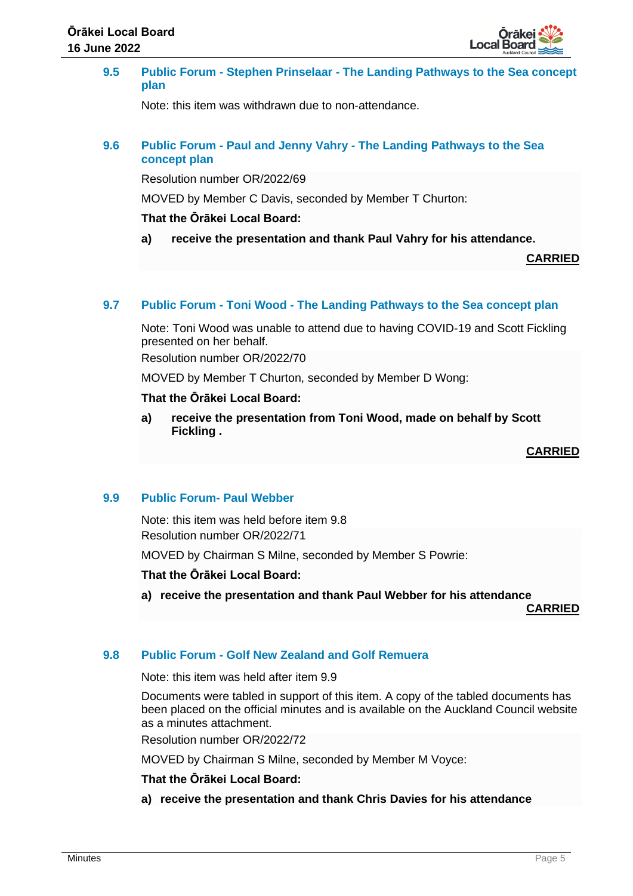### 9.5 Public Forum - Stephen Prinselaar - The Landing Pathways to the Sea concept plan

Note: this item was withdrawn due to non-attendance.

### 9.6 Public Forum - Paul and Jenny Vahry - The Landing Pathways to the Sea concept plan

Resolution number OR/2022/69

MOVED by Member C Davis, seconded by Member T Churton:

**That the Ōrākei Local Board:**

**a) receive the presentation and thank Paul Vahry for his attendance.**

**CARRIED**

### 9.7 Public Forum - Toni Wood - The Landing Pathways to the Sea concept plan

Note: Toni Wood was unable to attend due to having COVID-19 and Scott Fickling presented on her behalf.

Resolution number OR/2022/70

MOVED by Member T Churton, seconded by Member D Wong:

**That the Ōrākei Local Board:**

**a) receive the presentation from Toni Wood, made on behalf by Scott Fickling .**

**CARRIED**

### 9.9 Public Forum- Paul Webber

Note: this item was held before item 9.8

Resolution number OR/2022/71

MOVED by Chairman S Milne, seconded by Member S Powrie:

**That the Ōrākei Local Board:**

**a) receive the presentation and thank Paul Webber for his attendance**

**CARRIED**

### 9.8 Public Forum - Golf New Zealand and Golf Remuera

Note: this item was held after item 9.9

Documents were tabled in support of this item. A copy of the tabled documents has been placed on the official minutes and is available on the Auckland Council website as a minutes attachment.

Resolution number OR/2022/72

MOVED by Chairman S Milne, seconded by Member M Voyce:

**That the Ōrākei Local Board:**

**a) receive the presentation and thank Chris Davies for his attendance**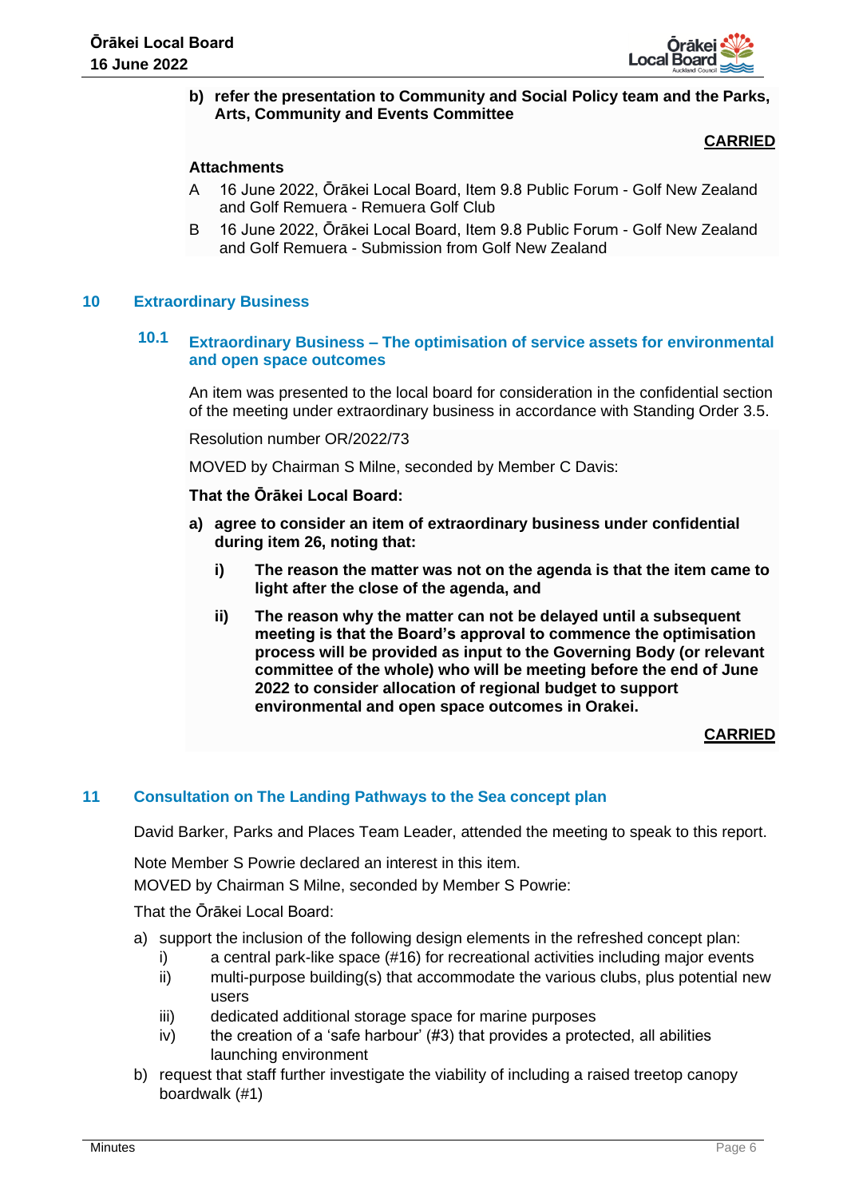**b) refer the presentation to Community and Social Policy team and the Parks, Arts, Community and Events Committee**

**CARRIED**

**Attachments**

A 16 June 2022, Ōrākei Local Board, Item 9.8 Public Forum - Golf New Zealand and Golf Remuera - Remuera Golf Club

B 16 June 2022, Ōrākei Local Board, Item 9.8 Public Forum - Golf New Zealand and Golf Remuera - Submission from Golf New Zealand

## 10 Extraordinary Business

### 10.1 Extraordinary Business – The optimisation of service assets for environmental and open space outcomes

An item was presented to the local board for consideration in the confidential section of the meeting under extraordinary business in accordance with Standing Order 3.5.

Resolution number OR/2022/73

MOVED by Chairman S Milne, seconded by Member C Davis:

**That the Ōrākei Local Board:**

**a) agree to consider an item of extraordinary business under confidential during item 26, noting that:**

**i) The reason the matter was not on the agenda is that the item came to light after the close of the agenda, and**

**ii) The reason why the matter can not be delayed until a subsequent meeting is that the Board's approval to commence the optimisation process will be provided as input to the Governing Body (or relevant committee of the whole) who will be meeting before the end of June 2022 to consider allocation of regional budget to support environmental and open space outcomes in Orakei.**

**CARRIED**

## 11 Consultation on The Landing Pathways to the Sea concept plan

David Barker, Parks and Places Team Leader, attended the meeting to speak to this report.

Note Member S Powrie declared an interest in this item.

MOVED by Chairman S Milne, seconded by Member S Powrie:

That the Ōrākei Local Board:

a) support the inclusion of the following design elements in the refreshed concept plan:

   i) a central park-like space (#16) for recreational activities including major events

   ii) multi-purpose building(s) that accommodate the various clubs, plus potential new users

   iii) dedicated additional storage space for marine purposes

   iv) the creation of a 'safe harbour' (#3) that provides a protected, all abilities launching environment

b) request that staff further investigate the viability of including a raised treetop canopy boardwalk (#1)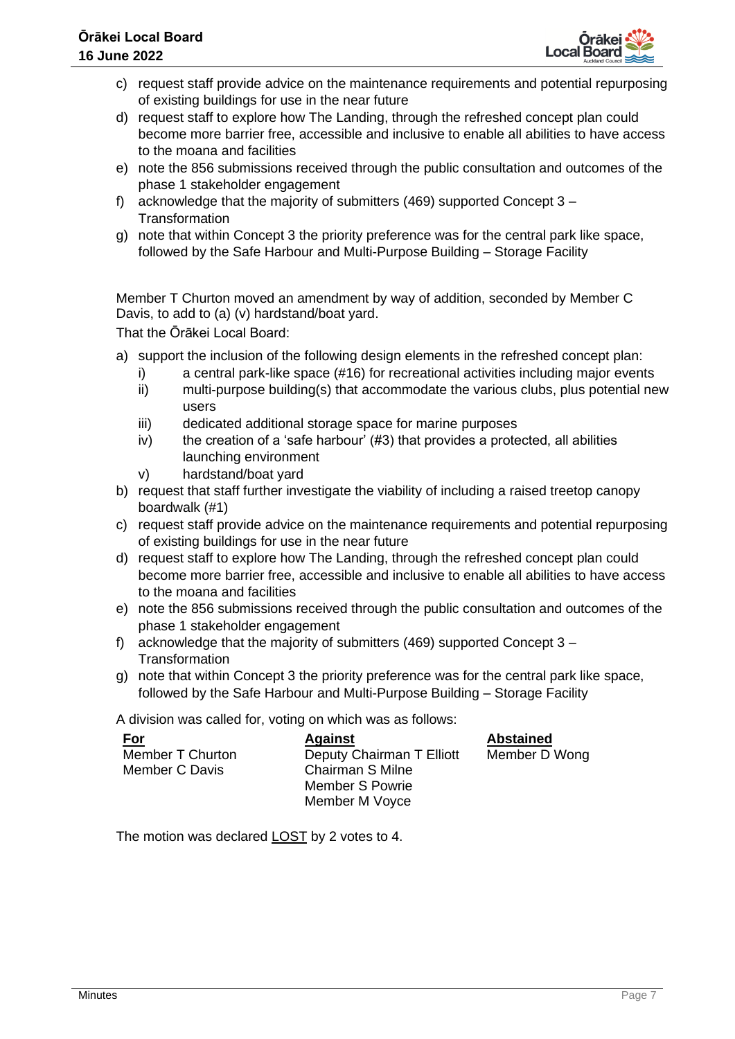c) request staff provide advice on the maintenance requirements and potential repurposing of existing buildings for use in the near future
d) request staff to explore how The Landing, through the refreshed concept plan could become more barrier free, accessible and inclusive to enable all abilities to have access to the moana and facilities
e) note the 856 submissions received through the public consultation and outcomes of the phase 1 stakeholder engagement
f) acknowledge that the majority of submitters (469) supported Concept 3 – Transformation
g) note that within Concept 3 the priority preference was for the central park like space, followed by the Safe Harbour and Multi-Purpose Building – Storage Facility

Member T Churton moved an amendment by way of addition, seconded by Member C Davis, to add to (a) (v) hardstand/boat yard.

That the Ōrākei Local Board:

a) support the inclusion of the following design elements in the refreshed concept plan:
   i) a central park-like space (#16) for recreational activities including major events
   ii) multi-purpose building(s) that accommodate the various clubs, plus potential new users
   iii) dedicated additional storage space for marine purposes
   iv) the creation of a 'safe harbour' (#3) that provides a protected, all abilities launching environment
   v) hardstand/boat yard
b) request that staff further investigate the viability of including a raised treetop canopy boardwalk (#1)
c) request staff provide advice on the maintenance requirements and potential repurposing of existing buildings for use in the near future
d) request staff to explore how The Landing, through the refreshed concept plan could become more barrier free, accessible and inclusive to enable all abilities to have access to the moana and facilities
e) note the 856 submissions received through the public consultation and outcomes of the phase 1 stakeholder engagement
f) acknowledge that the majority of submitters (469) supported Concept 3 – Transformation
g) note that within Concept 3 the priority preference was for the central park like space, followed by the Safe Harbour and Multi-Purpose Building – Storage Facility

A division was called for, voting on which was as follows:

| For | Against | Abstained |
|---|---|---|
| Member T Churton | Deputy Chairman T Elliott | Member D Wong |
| Member C Davis | Chairman S Milne | |
| | Member S Powrie | |
| | Member M Voyce | |

The motion was declared LOST by 2 votes to 4.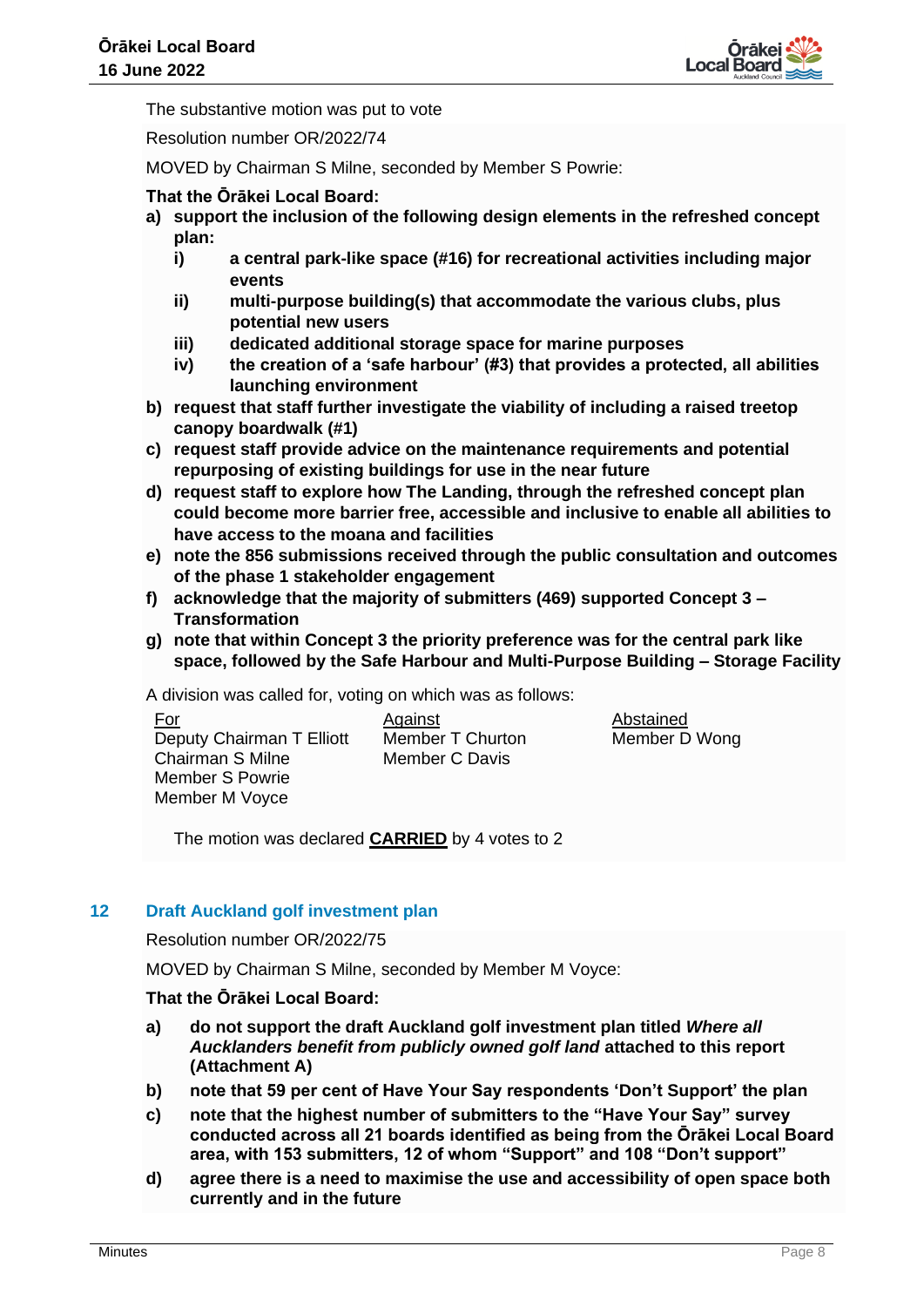The substantive motion was put to vote

Resolution number OR/2022/74

MOVED by Chairman S Milne, seconded by Member S Powrie:

**That the Ōrākei Local Board:**

**a) support the inclusion of the following design elements in the refreshed concept plan:**

  **i) a central park-like space (#16) for recreational activities including major events**

  **ii) multi-purpose building(s) that accommodate the various clubs, plus potential new users**

  **iii) dedicated additional storage space for marine purposes**

  **iv) the creation of a 'safe harbour' (#3) that provides a protected, all abilities launching environment**

**b) request that staff further investigate the viability of including a raised treetop canopy boardwalk (#1)**

**c) request staff provide advice on the maintenance requirements and potential repurposing of existing buildings for use in the near future**

**d) request staff to explore how The Landing, through the refreshed concept plan could become more barrier free, accessible and inclusive to enable all abilities to have access to the moana and facilities**

**e) note the 856 submissions received through the public consultation and outcomes of the phase 1 stakeholder engagement**

**f) acknowledge that the majority of submitters (469) supported Concept 3 – Transformation**

**g) note that within Concept 3 the priority preference was for the central park like space, followed by the Safe Harbour and Multi-Purpose Building – Storage Facility**

A division was called for, voting on which was as follows:

| For | Against | Abstained |
|---|---|---|
| Deputy Chairman T Elliott | Member T Churton | Member D Wong |
| Chairman S Milne | Member C Davis | |
| Member S Powrie | | |
| Member M Voyce | | |

The motion was declared **CARRIED** by 4 votes to 2

## 12 Draft Auckland golf investment plan

Resolution number OR/2022/75

MOVED by Chairman S Milne, seconded by Member M Voyce:

**That the Ōrākei Local Board:**

**a) do not support the draft Auckland golf investment plan titled *Where all Aucklanders benefit from publicly owned golf land* attached to this report (Attachment A)**

**b) note that 59 per cent of Have Your Say respondents 'Don't Support' the plan**

**c) note that the highest number of submitters to the "Have Your Say" survey conducted across all 21 boards identified as being from the Ōrākei Local Board area, with 153 submitters, 12 of whom "Support" and 108 "Don't support"**

**d) agree there is a need to maximise the use and accessibility of open space both currently and in the future**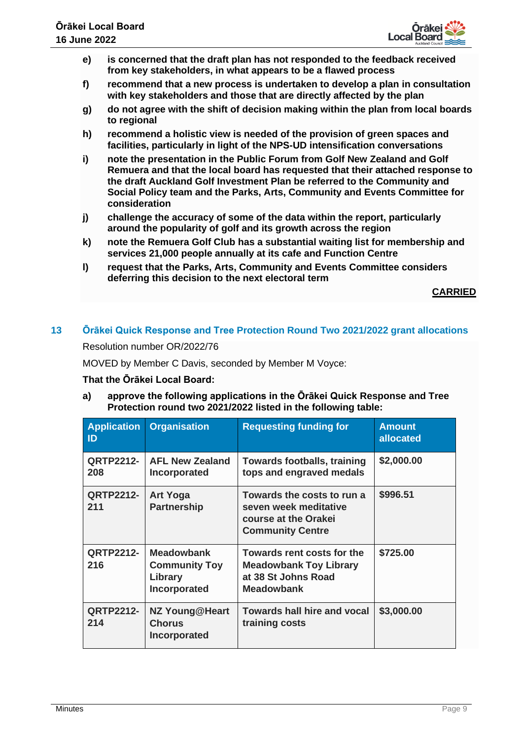e) **is concerned that the draft plan has not responded to the feedback received from key stakeholders, in what appears to be a flawed process**

f) **recommend that a new process is undertaken to develop a plan in consultation with key stakeholders and those that are directly affected by the plan**

g) **do not agree with the shift of decision making within the plan from local boards to regional**

h) **recommend a holistic view is needed of the provision of green spaces and facilities, particularly in light of the NPS-UD intensification conversations**

i) **note the presentation in the Public Forum from Golf New Zealand and Golf Remuera and that the local board has requested that their attached response to the draft Auckland Golf Investment Plan be referred to the Community and Social Policy team and the Parks, Arts, Community and Events Committee for consideration**

j) **challenge the accuracy of some of the data within the report, particularly around the popularity of golf and its growth across the region**

k) **note the Remuera Golf Club has a substantial waiting list for membership and services 21,000 people annually at its cafe and Function Centre**

l) **request that the Parks, Arts, Community and Events Committee considers deferring this decision to the next electoral term**

**CARRIED**

## 13 Ōrākei Quick Response and Tree Protection Round Two 2021/2022 grant allocations

Resolution number OR/2022/76

MOVED by Member C Davis, seconded by Member M Voyce:

**That the Ōrākei Local Board:**

a) **approve the following applications in the Ōrākei Quick Response and Tree Protection round two 2021/2022 listed in the following table:**

| Application ID | Organisation | Requesting funding for | Amount allocated |
|---|---|---|---|
| **QRTP2212-208** | **AFL New Zealand Incorporated** | **Towards footballs, training tops and engraved medals** | **$2,000.00** |
| **QRTP2212-211** | **Art Yoga Partnership** | **Towards the costs to run a seven week meditative course at the Orakei Community Centre** | **$996.51** |
| **QRTP2212-216** | **Meadowbank Community Toy Library Incorporated** | **Towards rent costs for the Meadowbank Toy Library at 38 St Johns Road Meadowbank** | **$725.00** |
| **QRTP2212-214** | **NZ Young@Heart Chorus Incorporated** | **Towards hall hire and vocal training costs** | **$3,000.00** |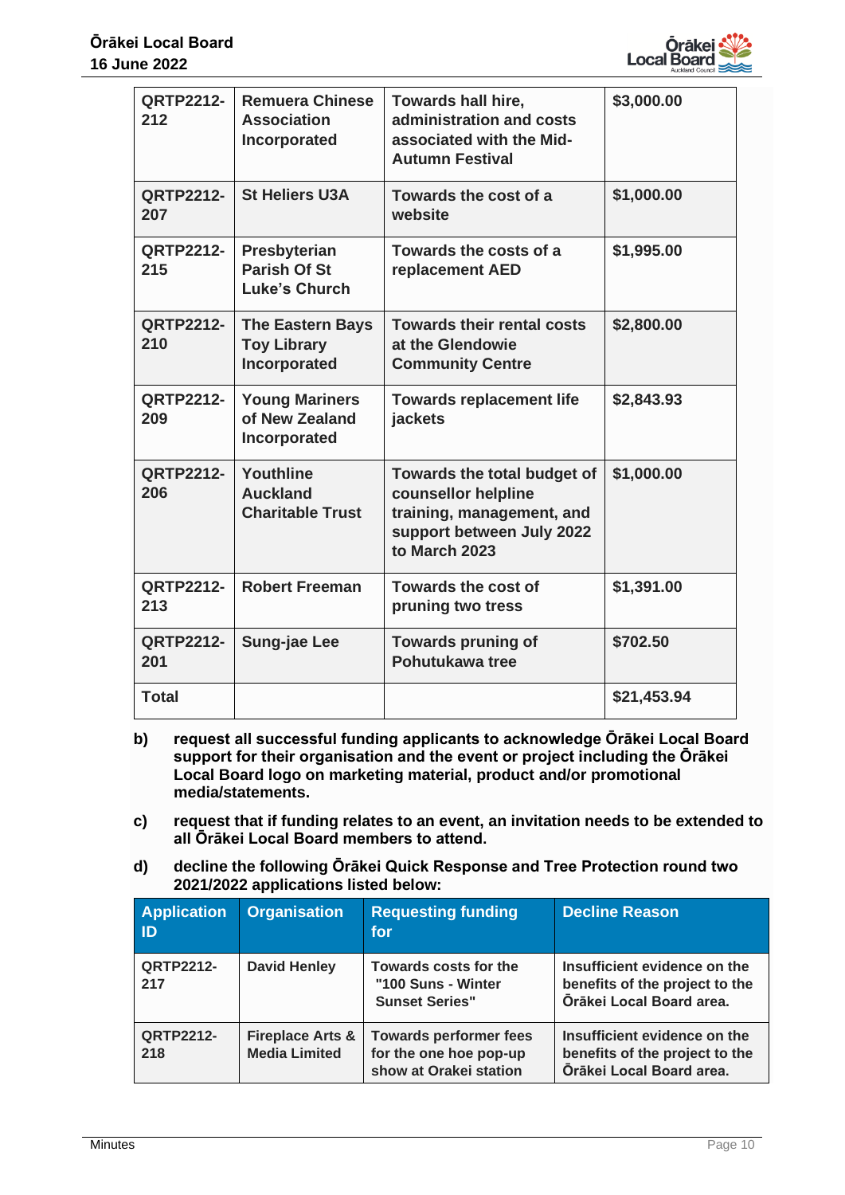| | | | |
|---|---|---|---|
| **QRTP2212-212** | **Remuera Chinese Association Incorporated** | **Towards hall hire, administration and costs associated with the Mid-Autumn Festival** | **$3,000.00** |
| **QRTP2212-207** | **St Heliers U3A** | **Towards the cost of a website** | **$1,000.00** |
| **QRTP2212-215** | **Presbyterian Parish Of St Luke's Church** | **Towards the costs of a replacement AED** | **$1,995.00** |
| **QRTP2212-210** | **The Eastern Bays Toy Library Incorporated** | **Towards their rental costs at the Glendowie Community Centre** | **$2,800.00** |
| **QRTP2212-209** | **Young Mariners of New Zealand Incorporated** | **Towards replacement life jackets** | **$2,843.93** |
| **QRTP2212-206** | **Youthline Auckland Charitable Trust** | **Towards the total budget of counsellor helpline training, management, and support between July 2022 to March 2023** | **$1,000.00** |
| **QRTP2212-213** | **Robert Freeman** | **Towards the cost of pruning two tress** | **$1,391.00** |
| **QRTP2212-201** | **Sung-jae Lee** | **Towards pruning of Pohutukawa tree** | **$702.50** |
| **Total** | | | **$21,453.94** |

**b)** **request all successful funding applicants to acknowledge Ōrākei Local Board support for their organisation and the event or project including the Ōrākei Local Board logo on marketing material, product and/or promotional media/statements.**

**c)** **request that if funding relates to an event, an invitation needs to be extended to all Ōrākei Local Board members to attend.**

**d)** **decline the following Ōrākei Quick Response and Tree Protection round two 2021/2022 applications listed below:**

| Application ID | Organisation | Requesting funding for | Decline Reason |
|---|---|---|---|
| **QRTP2212-217** | **David Henley** | **Towards costs for the "100 Suns - Winter Sunset Series"** | **Insufficient evidence on the benefits of the project to the Ōrākei Local Board area.** |
| **QRTP2212-218** | **Fireplace Arts & Media Limited** | **Towards performer fees for the one hoe pop-up show at Orakei station** | **Insufficient evidence on the benefits of the project to the Ōrākei Local Board area.** |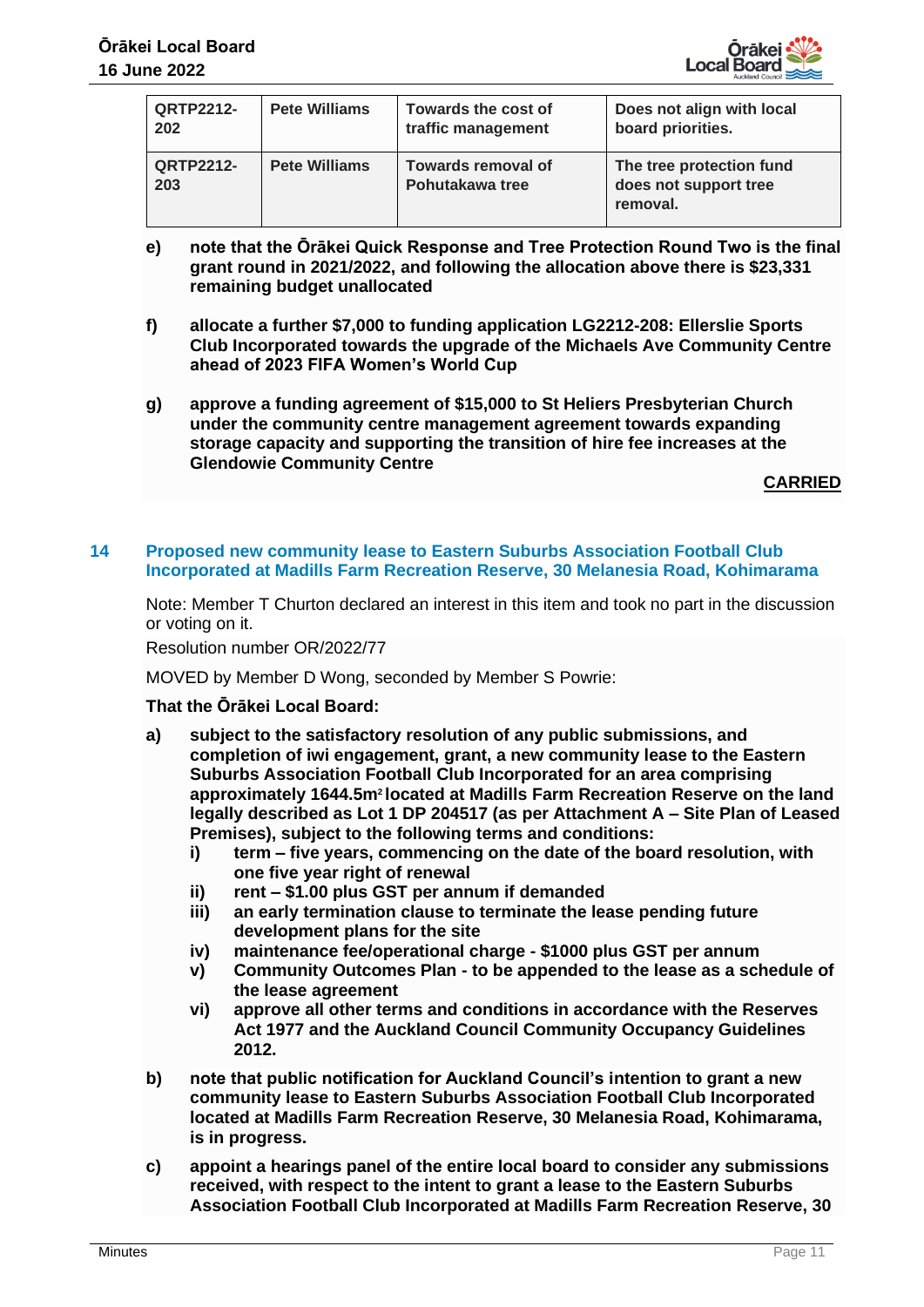| QRTP2212-202 | Pete Williams | Towards the cost of traffic management | Does not align with local board priorities. |
|---|---|---|---|
| QRTP2212-203 | Pete Williams | Towards removal of Pohutakawa tree | The tree protection fund does not support tree removal. |

e) **note that the Ōrākei Quick Response and Tree Protection Round Two is the final grant round in 2021/2022, and following the allocation above there is $23,331 remaining budget unallocated**

f) **allocate a further $7,000 to funding application LG2212-208: Ellerslie Sports Club Incorporated towards the upgrade of the Michaels Ave Community Centre ahead of 2023 FIFA Women's World Cup**

g) **approve a funding agreement of $15,000 to St Heliers Presbyterian Church under the community centre management agreement towards expanding storage capacity and supporting the transition of hire fee increases at the Glendowie Community Centre**

**CARRIED**

## 14 Proposed new community lease to Eastern Suburbs Association Football Club Incorporated at Madills Farm Recreation Reserve, 30 Melanesia Road, Kohimarama

Note: Member T Churton declared an interest in this item and took no part in the discussion or voting on it.

Resolution number OR/2022/77

MOVED by Member D Wong, seconded by Member S Powrie:

**That the Ōrākei Local Board:**

a) **subject to the satisfactory resolution of any public submissions, and completion of iwi engagement, grant, a new community lease to the Eastern Suburbs Association Football Club Incorporated for an area comprising approximately 1644.5m² located at Madills Farm Recreation Reserve on the land legally described as Lot 1 DP 204517 (as per Attachment A – Site Plan of Leased Premises), subject to the following terms and conditions:**
   i) **term – five years, commencing on the date of the board resolution, with one five year right of renewal**
   ii) **rent – $1.00 plus GST per annum if demanded**
   iii) **an early termination clause to terminate the lease pending future development plans for the site**
   iv) **maintenance fee/operational charge - $1000 plus GST per annum**
   v) **Community Outcomes Plan - to be appended to the lease as a schedule of the lease agreement**
   vi) **approve all other terms and conditions in accordance with the Reserves Act 1977 and the Auckland Council Community Occupancy Guidelines 2012.**

b) **note that public notification for Auckland Council's intention to grant a new community lease to Eastern Suburbs Association Football Club Incorporated located at Madills Farm Recreation Reserve, 30 Melanesia Road, Kohimarama, is in progress.**

c) **appoint a hearings panel of the entire local board to consider any submissions received, with respect to the intent to grant a lease to the Eastern Suburbs Association Football Club Incorporated at Madills Farm Recreation Reserve, 30**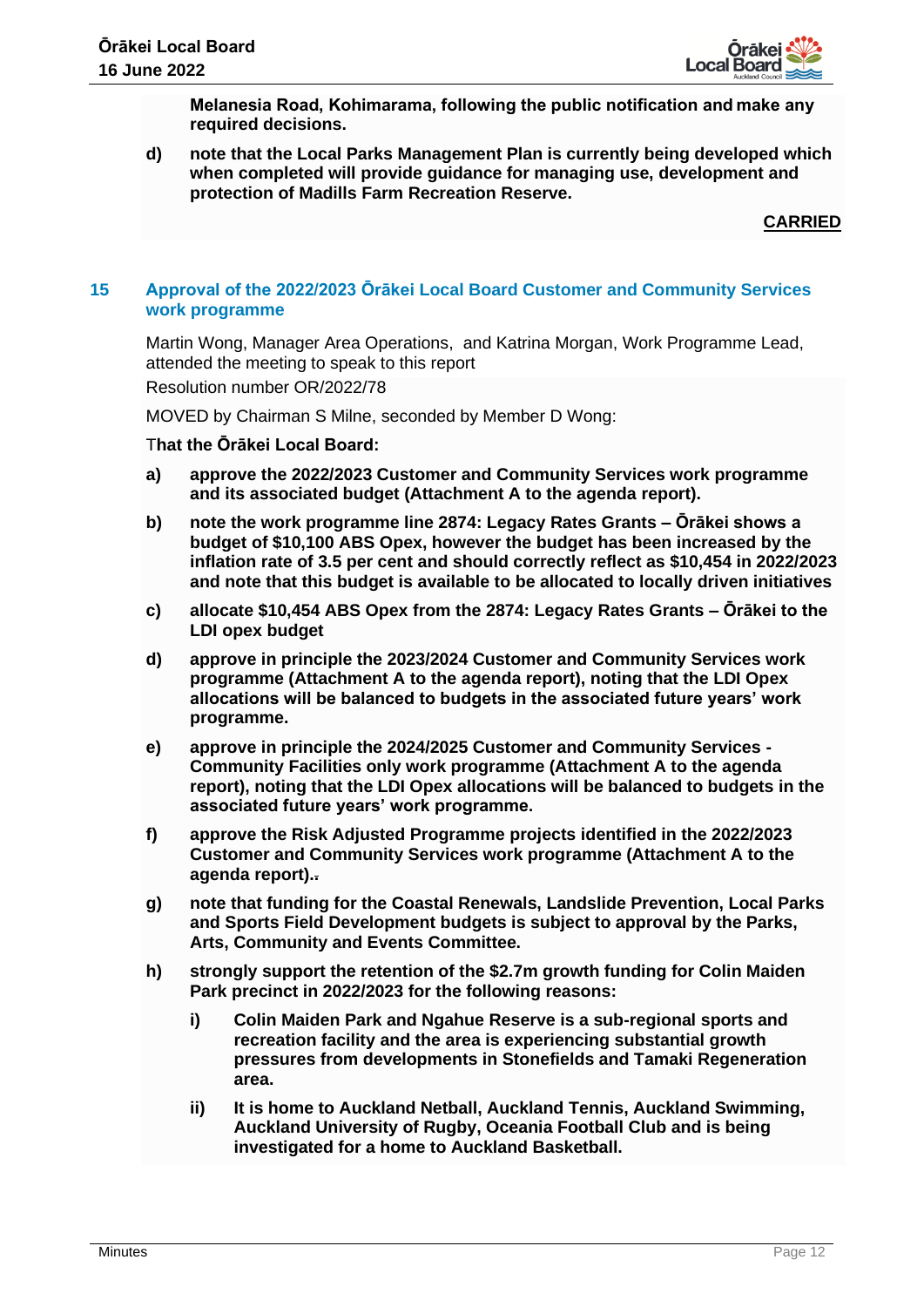**Melanesia Road, Kohimarama, following the public notification and make any required decisions.**

d) **note that the Local Parks Management Plan is currently being developed which when completed will provide guidance for managing use, development and protection of Madills Farm Recreation Reserve.**

**CARRIED**

## 15 Approval of the 2022/2023 Ōrākei Local Board Customer and Community Services work programme

Martin Wong, Manager Area Operations, and Katrina Morgan, Work Programme Lead, attended the meeting to speak to this report

Resolution number OR/2022/78

MOVED by Chairman S Milne, seconded by Member D Wong:

**That the Ōrākei Local Board:**

a) **approve the 2022/2023 Customer and Community Services work programme and its associated budget (Attachment A to the agenda report).**

b) **note the work programme line 2874: Legacy Rates Grants – Ōrākei shows a budget of $10,100 ABS Opex, however the budget has been increased by the inflation rate of 3.5 per cent and should correctly reflect as $10,454 in 2022/2023 and note that this budget is available to be allocated to locally driven initiatives**

c) **allocate $10,454 ABS Opex from the 2874: Legacy Rates Grants – Ōrākei to the LDI opex budget**

d) **approve in principle the 2023/2024 Customer and Community Services work programme (Attachment A to the agenda report), noting that the LDI Opex allocations will be balanced to budgets in the associated future years' work programme.**

e) **approve in principle the 2024/2025 Customer and Community Services - Community Facilities only work programme (Attachment A to the agenda report), noting that the LDI Opex allocations will be balanced to budgets in the associated future years' work programme.**

f) **approve the Risk Adjusted Programme projects identified in the 2022/2023 Customer and Community Services work programme (Attachment A to the agenda report)..**

g) **note that funding for the Coastal Renewals, Landslide Prevention, Local Parks and Sports Field Development budgets is subject to approval by the Parks, Arts, Community and Events Committee.**

h) **strongly support the retention of the $2.7m growth funding for Colin Maiden Park precinct in 2022/2023 for the following reasons:**

   i) **Colin Maiden Park and Ngahue Reserve is a sub-regional sports and recreation facility and the area is experiencing substantial growth pressures from developments in Stonefields and Tamaki Regeneration area.**

   ii) **It is home to Auckland Netball, Auckland Tennis, Auckland Swimming, Auckland University of Rugby, Oceania Football Club and is being investigated for a home to Auckland Basketball.**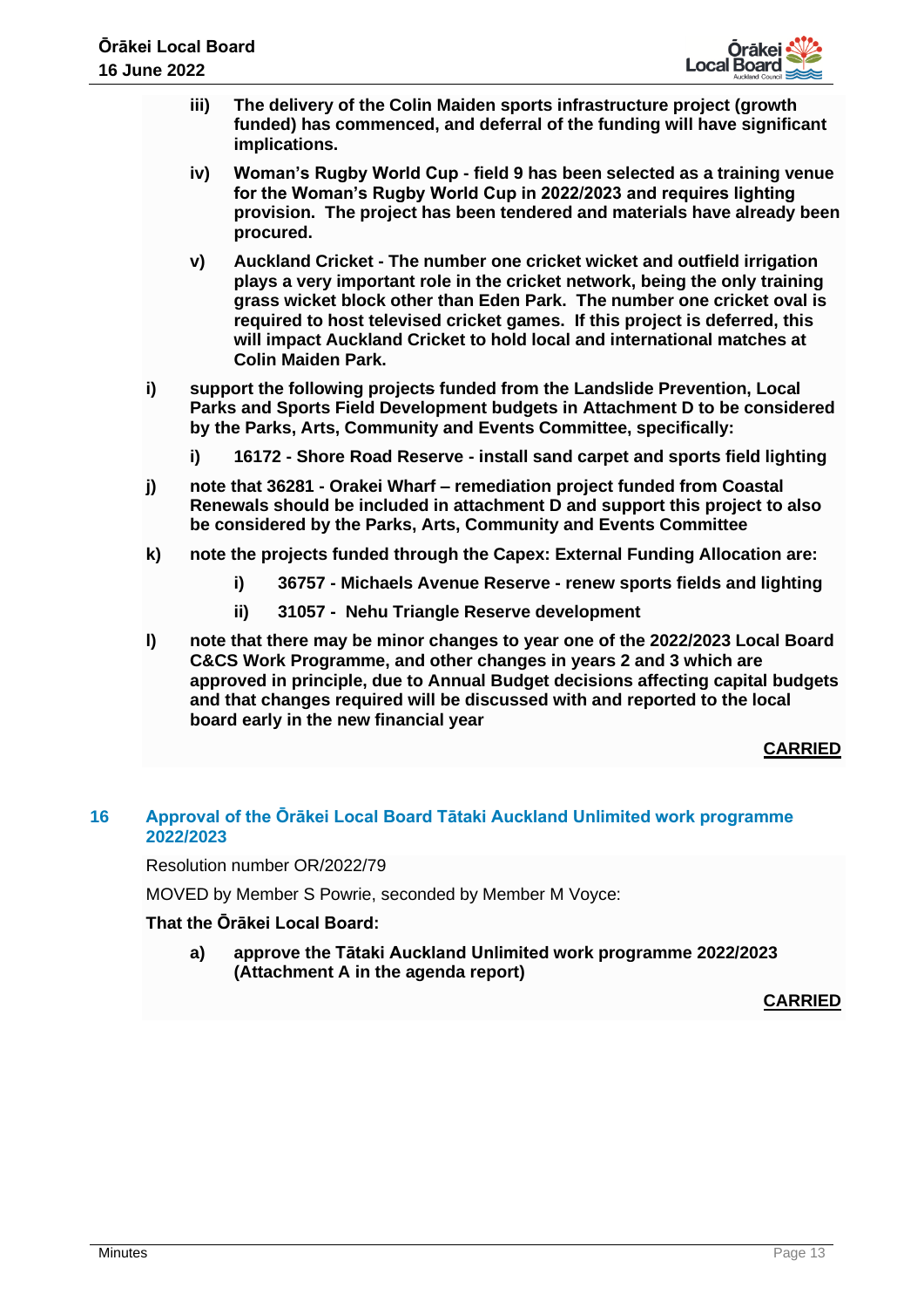- **iii) The delivery of the Colin Maiden sports infrastructure project (growth funded) has commenced, and deferral of the funding will have significant implications.**
- **iv) Woman's Rugby World Cup - field 9 has been selected as a training venue for the Woman's Rugby World Cup in 2022/2023 and requires lighting provision. The project has been tendered and materials have already been procured.**
- **v) Auckland Cricket - The number one cricket wicket and outfield irrigation plays a very important role in the cricket network, being the only training grass wicket block other than Eden Park. The number one cricket oval is required to host televised cricket games. If this project is deferred, this will impact Auckland Cricket to hold local and international matches at Colin Maiden Park.**

**i) support the following projects funded from the Landslide Prevention, Local Parks and Sports Field Development budgets in Attachment D to be considered by the Parks, Arts, Community and Events Committee, specifically:**

- **i) 16172 - Shore Road Reserve - install sand carpet and sports field lighting**

**j) note that 36281 - Orakei Wharf – remediation project funded from Coastal Renewals should be included in attachment D and support this project to also be considered by the Parks, Arts, Community and Events Committee**

**k) note the projects funded through the Capex: External Funding Allocation are:**

- **i) 36757 - Michaels Avenue Reserve - renew sports fields and lighting**
- **ii) 31057 - Nehu Triangle Reserve development**

**l) note that there may be minor changes to year one of the 2022/2023 Local Board C&CS Work Programme, and other changes in years 2 and 3 which are approved in principle, due to Annual Budget decisions affecting capital budgets and that changes required will be discussed with and reported to the local board early in the new financial year**

**CARRIED**

## 16 Approval of the Ōrākei Local Board Tātaki Auckland Unlimited work programme 2022/2023

Resolution number OR/2022/79

MOVED by Member S Powrie, seconded by Member M Voyce:

**That the Ōrākei Local Board:**

**a) approve the Tātaki Auckland Unlimited work programme 2022/2023 (Attachment A in the agenda report)**

**CARRIED**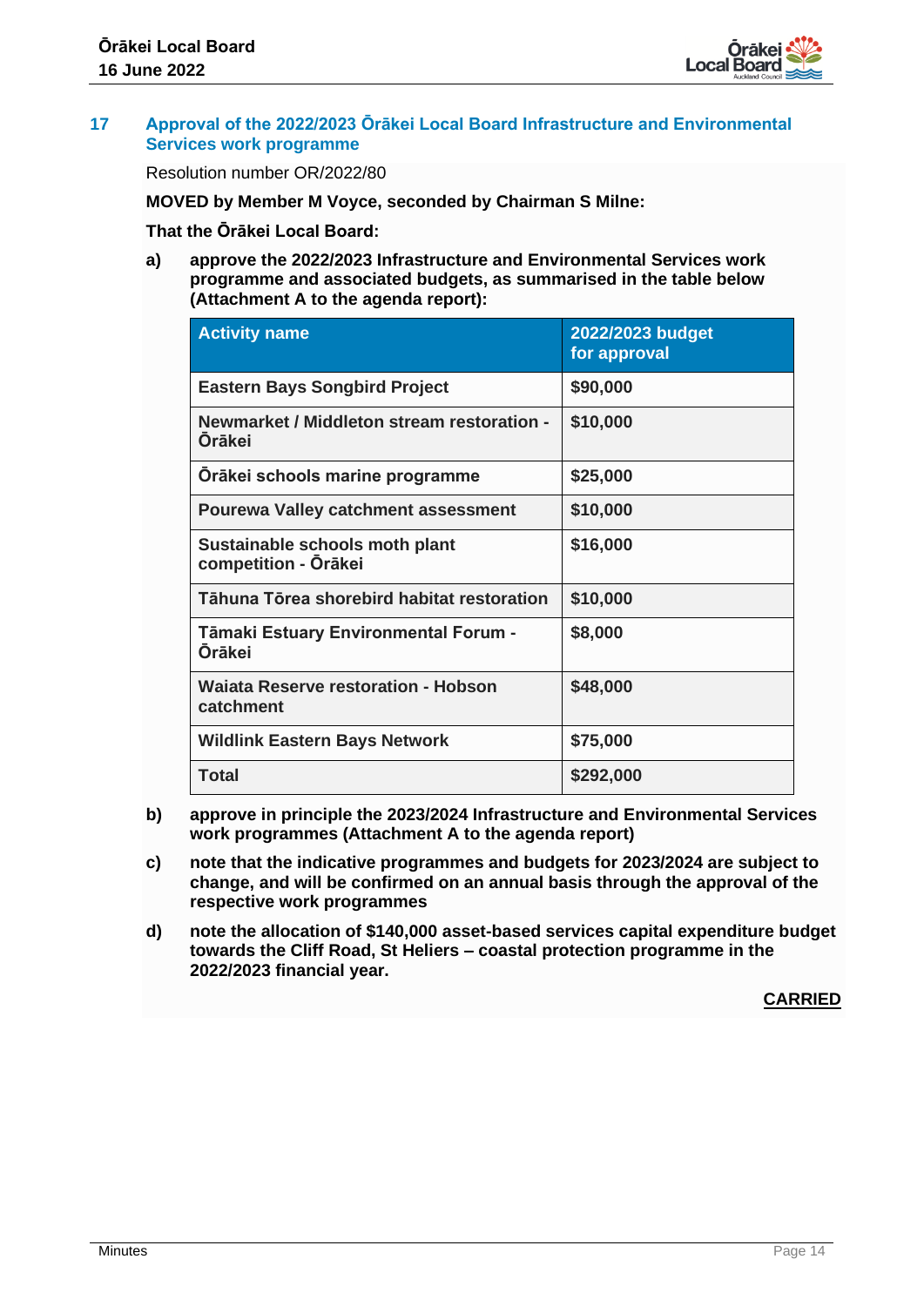## 17 Approval of the 2022/2023 Ōrākei Local Board Infrastructure and Environmental Services work programme

Resolution number OR/2022/80

**MOVED by Member M Voyce, seconded by Chairman S Milne:**

**That the Ōrākei Local Board:**

**a) approve the 2022/2023 Infrastructure and Environmental Services work programme and associated budgets, as summarised in the table below (Attachment A to the agenda report):**

| Activity name | 2022/2023 budget for approval |
|---|---|
| Eastern Bays Songbird Project | $90,000 |
| Newmarket / Middleton stream restoration - Ōrākei | $10,000 |
| Ōrākei schools marine programme | $25,000 |
| Pourewa Valley catchment assessment | $10,000 |
| Sustainable schools moth plant competition - Ōrākei | $16,000 |
| Tāhuna Tōrea shorebird habitat restoration | $10,000 |
| Tāmaki Estuary Environmental Forum - Ōrākei | $8,000 |
| Waiata Reserve restoration - Hobson catchment | $48,000 |
| Wildlink Eastern Bays Network | $75,000 |
| Total | $292,000 |

**b) approve in principle the 2023/2024 Infrastructure and Environmental Services work programmes (Attachment A to the agenda report)**

**c) note that the indicative programmes and budgets for 2023/2024 are subject to change, and will be confirmed on an annual basis through the approval of the respective work programmes**

**d) note the allocation of $140,000 asset-based services capital expenditure budget towards the Cliff Road, St Heliers – coastal protection programme in the 2022/2023 financial year.**

**CARRIED**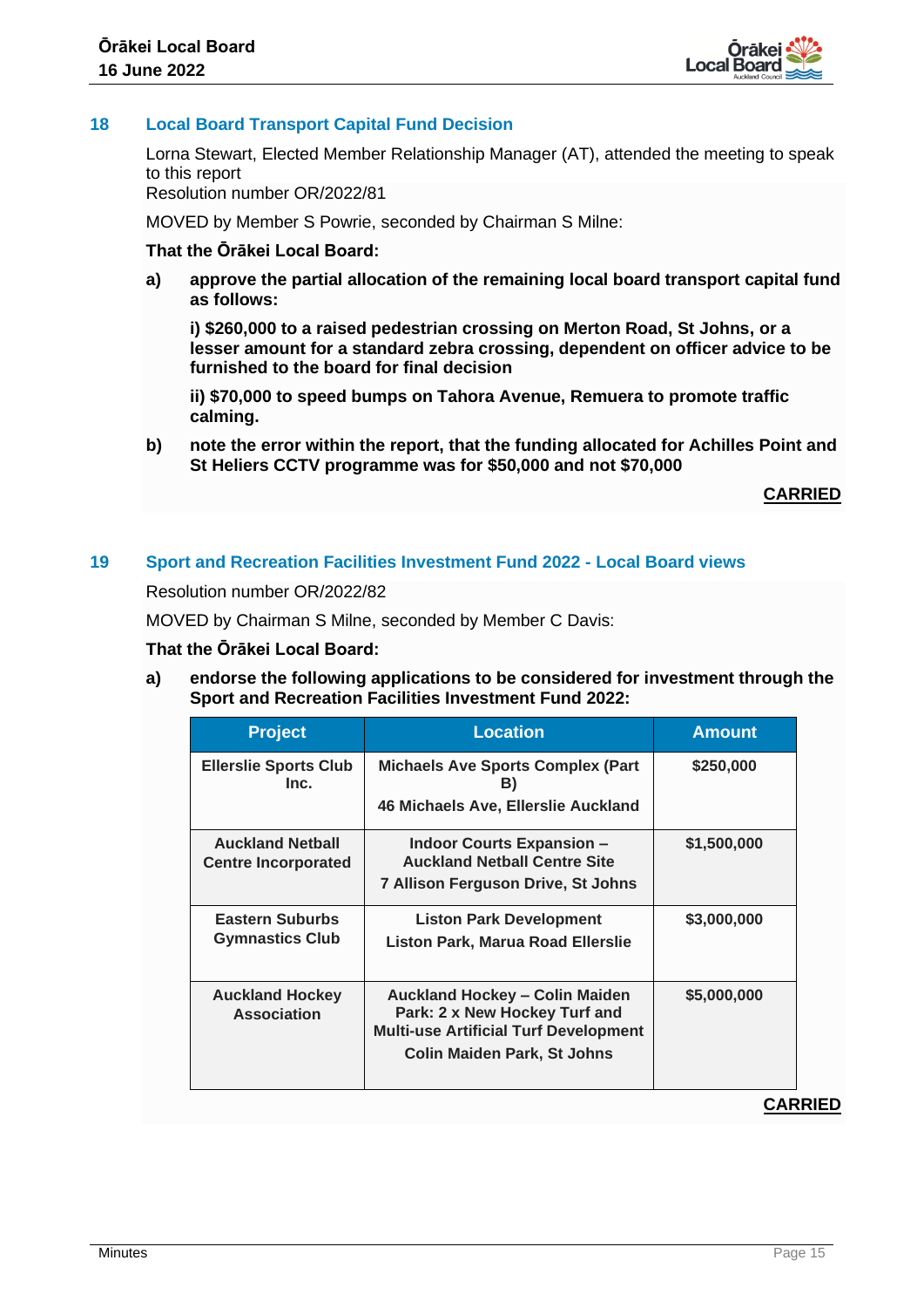## 18 Local Board Transport Capital Fund Decision

Lorna Stewart, Elected Member Relationship Manager (AT), attended the meeting to speak to this report

Resolution number OR/2022/81

MOVED by Member S Powrie, seconded by Chairman S Milne:

**That the Ōrākei Local Board:**

**a) approve the partial allocation of the remaining local board transport capital fund as follows:**

**i) $260,000 to a raised pedestrian crossing on Merton Road, St Johns, or a lesser amount for a standard zebra crossing, dependent on officer advice to be furnished to the board for final decision**

**ii) $70,000 to speed bumps on Tahora Avenue, Remuera to promote traffic calming.**

**b) note the error within the report, that the funding allocated for Achilles Point and St Heliers CCTV programme was for $50,000 and not $70,000**

**CARRIED**

## 19 Sport and Recreation Facilities Investment Fund 2022 - Local Board views

Resolution number OR/2022/82

MOVED by Chairman S Milne, seconded by Member C Davis:

**That the Ōrākei Local Board:**

**a) endorse the following applications to be considered for investment through the Sport and Recreation Facilities Investment Fund 2022:**

| Project | Location | Amount |
|---|---|---|
| Ellerslie Sports Club Inc. | Michaels Ave Sports Complex (Part B)<br>46 Michaels Ave, Ellerslie Auckland | $250,000 |
| Auckland Netball Centre Incorporated | Indoor Courts Expansion – Auckland Netball Centre Site<br>7 Allison Ferguson Drive, St Johns | $1,500,000 |
| Eastern Suburbs Gymnastics Club | Liston Park Development<br>Liston Park, Marua Road Ellerslie | $3,000,000 |
| Auckland Hockey Association | Auckland Hockey – Colin Maiden Park: 2 x New Hockey Turf and Multi-use Artificial Turf Development<br>Colin Maiden Park, St Johns | $5,000,000 |

**CARRIED**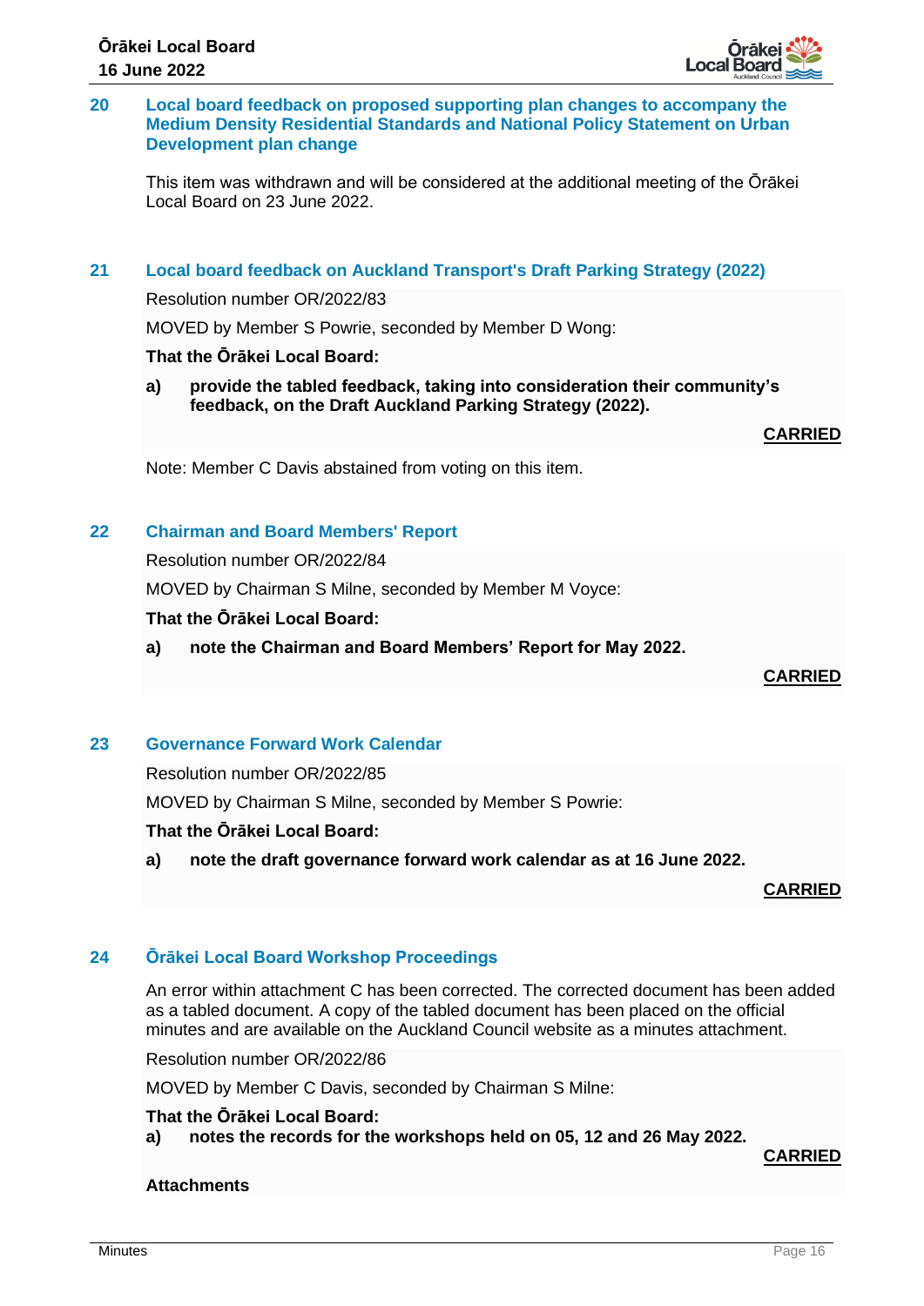## 20 Local board feedback on proposed supporting plan changes to accompany the Medium Density Residential Standards and National Policy Statement on Urban Development plan change

This item was withdrawn and will be considered at the additional meeting of the Ōrākei Local Board on 23 June 2022.

## 21 Local board feedback on Auckland Transport's Draft Parking Strategy (2022)

Resolution number OR/2022/83

MOVED by Member S Powrie, seconded by Member D Wong:

**That the Ōrākei Local Board:**

**a) provide the tabled feedback, taking into consideration their community's feedback, on the Draft Auckland Parking Strategy (2022).**

**CARRIED**

Note: Member C Davis abstained from voting on this item.

## 22 Chairman and Board Members' Report

Resolution number OR/2022/84

MOVED by Chairman S Milne, seconded by Member M Voyce:

**That the Ōrākei Local Board:**

**a) note the Chairman and Board Members' Report for May 2022.**

**CARRIED**

## 23 Governance Forward Work Calendar

Resolution number OR/2022/85

MOVED by Chairman S Milne, seconded by Member S Powrie:

**That the Ōrākei Local Board:**

**a) note the draft governance forward work calendar as at 16 June 2022.**

**CARRIED**

## 24 Ōrākei Local Board Workshop Proceedings

An error within attachment C has been corrected. The corrected document has been added as a tabled document. A copy of the tabled document has been placed on the official minutes and are available on the Auckland Council website as a minutes attachment.

Resolution number OR/2022/86

MOVED by Member C Davis, seconded by Chairman S Milne:

**That the Ōrākei Local Board:**

**a) notes the records for the workshops held on 05, 12 and 26 May 2022.**

**CARRIED**

**Attachments**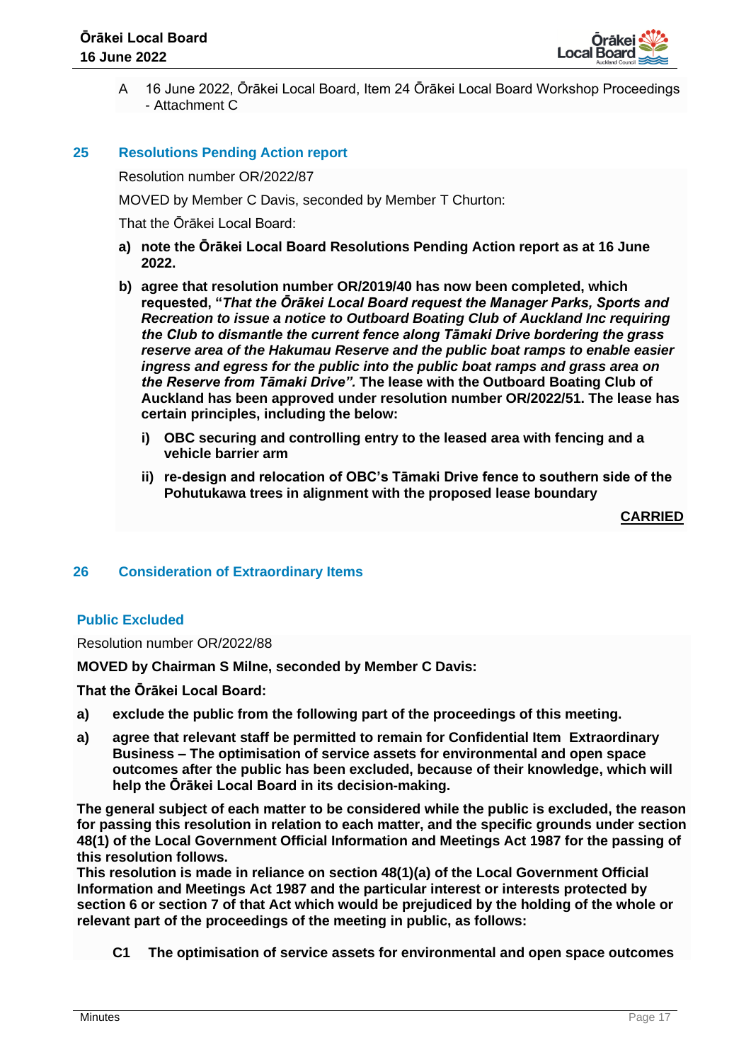A 16 June 2022, Ōrākei Local Board, Item 24 Ōrākei Local Board Workshop Proceedings - Attachment C

## 25 Resolutions Pending Action report

Resolution number OR/2022/87

MOVED by Member C Davis, seconded by Member T Churton:

That the Ōrākei Local Board:

**a) note the Ōrākei Local Board Resolutions Pending Action report as at 16 June 2022.**

**b) agree that resolution number OR/2019/40 has now been completed, which requested, "*That the Ōrākei Local Board request the Manager Parks, Sports and Recreation to issue a notice to Outboard Boating Club of Auckland Inc requiring the Club to dismantle the current fence along Tāmaki Drive bordering the grass reserve area of the Hakumau Reserve and the public boat ramps to enable easier ingress and egress for the public into the public boat ramps and grass area on the Reserve from Tāmaki Drive".* The lease with the Outboard Boating Club of Auckland has been approved under resolution number OR/2022/51. The lease has certain principles, including the below:**

**i) OBC securing and controlling entry to the leased area with fencing and a vehicle barrier arm**

**ii) re-design and relocation of OBC's Tāmaki Drive fence to southern side of the Pohutukawa trees in alignment with the proposed lease boundary**

**CARRIED**

## 26 Consideration of Extraordinary Items

### Public Excluded

Resolution number OR/2022/88

**MOVED by Chairman S Milne, seconded by Member C Davis:**

**That the Ōrākei Local Board:**

**a) exclude the public from the following part of the proceedings of this meeting.**

**a) agree that relevant staff be permitted to remain for Confidential Item Extraordinary Business – The optimisation of service assets for environmental and open space outcomes after the public has been excluded, because of their knowledge, which will help the Ōrākei Local Board in its decision-making.**

**The general subject of each matter to be considered while the public is excluded, the reason for passing this resolution in relation to each matter, and the specific grounds under section 48(1) of the Local Government Official Information and Meetings Act 1987 for the passing of this resolution follows.**

**This resolution is made in reliance on section 48(1)(a) of the Local Government Official Information and Meetings Act 1987 and the particular interest or interests protected by section 6 or section 7 of that Act which would be prejudiced by the holding of the whole or relevant part of the proceedings of the meeting in public, as follows:**

**C1 The optimisation of service assets for environmental and open space outcomes**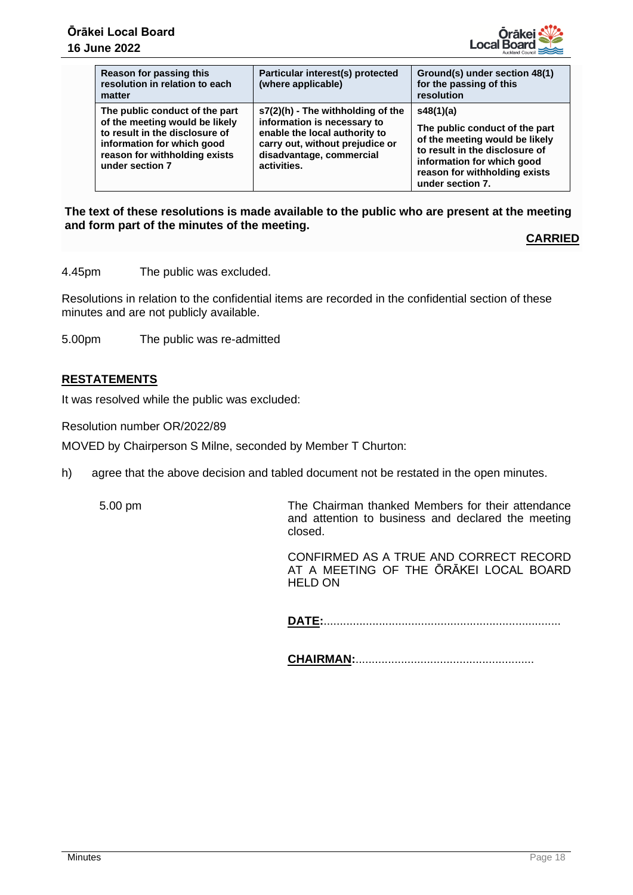| Reason for passing this resolution in relation to each matter | Particular interest(s) protected (where applicable) | Ground(s) under section 48(1) for the passing of this resolution |
|---|---|---|
| The public conduct of the part of the meeting would be likely to result in the disclosure of information for which good reason for withholding exists under section 7 | s7(2)(h) - The withholding of the information is necessary to enable the local authority to carry out, without prejudice or disadvantage, commercial activities. | s48(1)(a)<br><br>The public conduct of the part of the meeting would be likely to result in the disclosure of information for which good reason for withholding exists under section 7. |

**The text of these resolutions is made available to the public who are present at the meeting and form part of the minutes of the meeting.**

**CARRIED**

4.45pm The public was excluded.

Resolutions in relation to the confidential items are recorded in the confidential section of these minutes and are not publicly available.

5.00pm The public was re-admitted

## RESTATEMENTS

It was resolved while the public was excluded:

Resolution number OR/2022/89

MOVED by Chairperson S Milne, seconded by Member T Churton:

h) agree that the above decision and tabled document not be restated in the open minutes.

5.00 pm The Chairman thanked Members for their attendance and attention to business and declared the meeting closed.

CONFIRMED AS A TRUE AND CORRECT RECORD AT A MEETING OF THE ŌRĀKEI LOCAL BOARD HELD ON

**DATE:**.........................................................................

**CHAIRMAN:**.......................................................